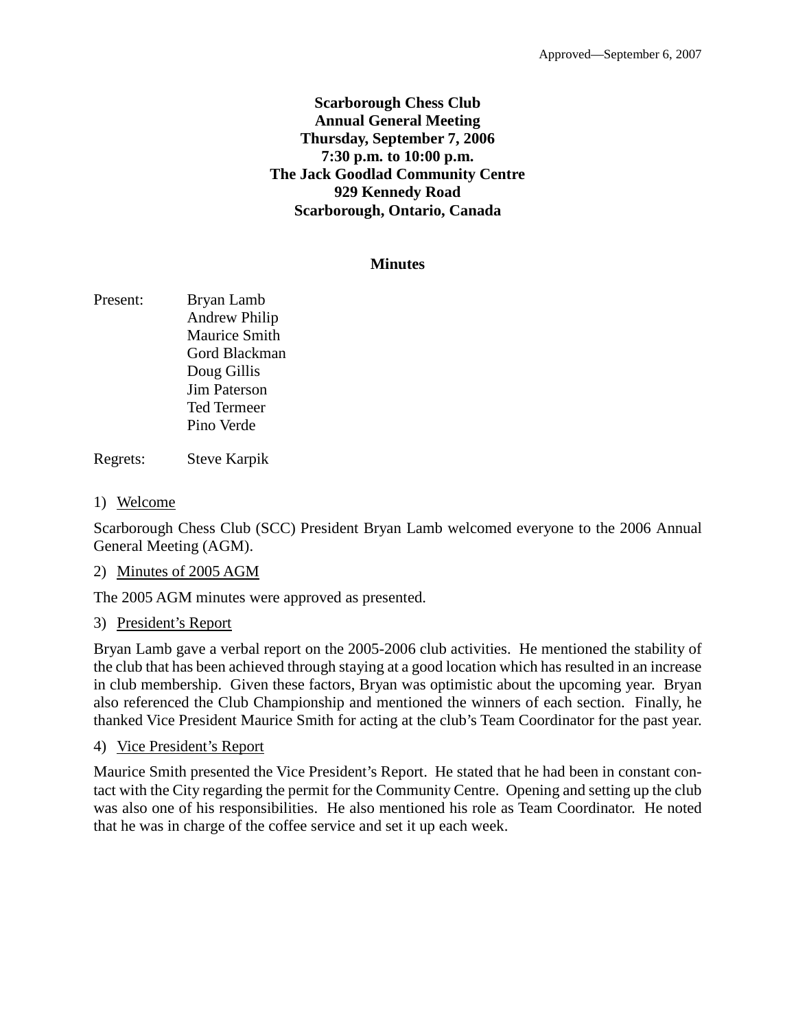Approved—September 6, 2007

**Scarborough Chess Club**
**Annual General Meeting**
**Thursday, September 7, 2006**
**7:30 p.m. to 10:00 p.m.**
**The Jack Goodlad Community Centre**
**929 Kennedy Road**
**Scarborough, Ontario, Canada**

## Minutes

Present: Bryan Lamb
Andrew Philip
Maurice Smith
Gord Blackman
Doug Gillis
Jim Paterson
Ted Termeer
Pino Verde

Regrets: Steve Karpik

1) Welcome

Scarborough Chess Club (SCC) President Bryan Lamb welcomed everyone to the 2006 Annual General Meeting (AGM).

2) Minutes of 2005 AGM

The 2005 AGM minutes were approved as presented.

3) President's Report

Bryan Lamb gave a verbal report on the 2005-2006 club activities. He mentioned the stability of the club that has been achieved through staying at a good location which has resulted in an increase in club membership. Given these factors, Bryan was optimistic about the upcoming year. Bryan also referenced the Club Championship and mentioned the winners of each section. Finally, he thanked Vice President Maurice Smith for acting at the club's Team Coordinator for the past year.

4) Vice President's Report

Maurice Smith presented the Vice President's Report. He stated that he had been in constant contact with the City regarding the permit for the Community Centre. Opening and setting up the club was also one of his responsibilities. He also mentioned his role as Team Coordinator. He noted that he was in charge of the coffee service and set it up each week.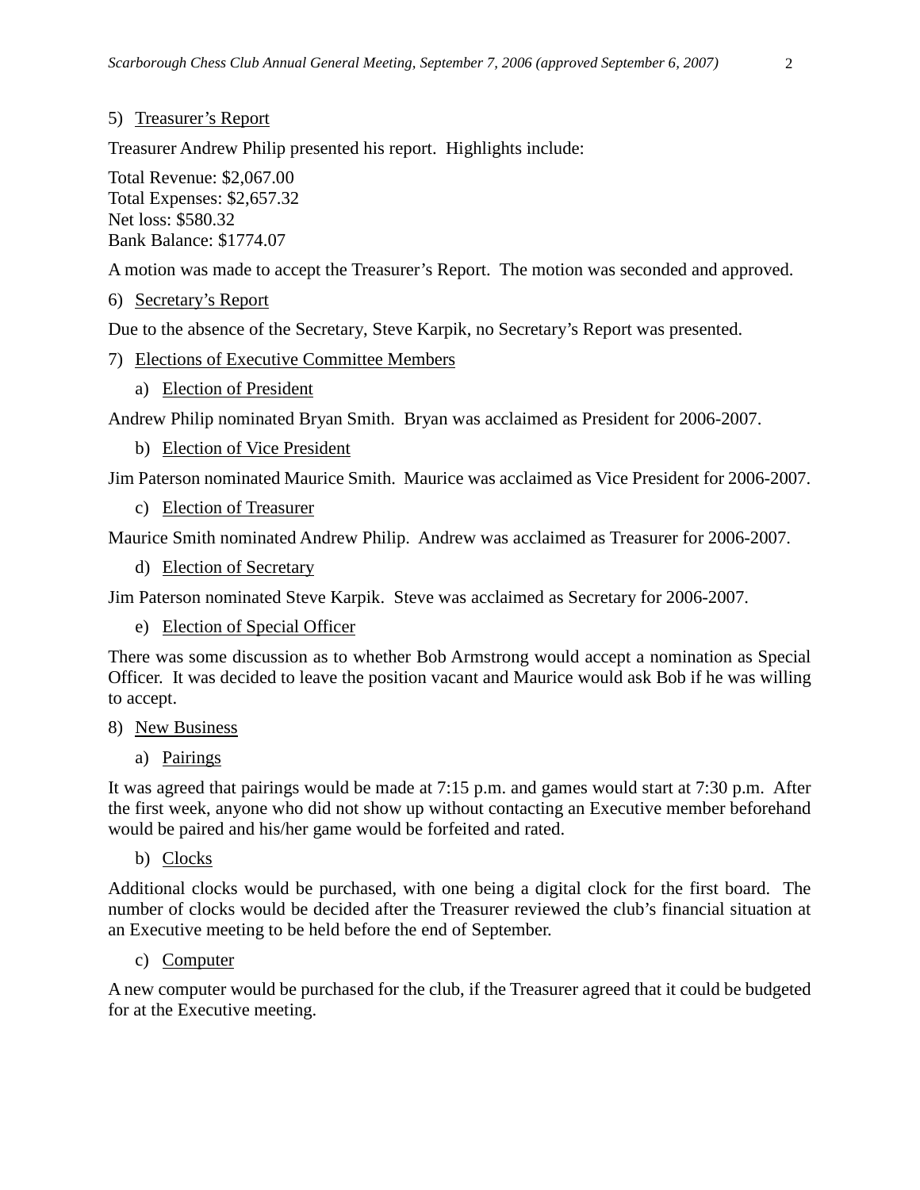5) Treasurer's Report

Treasurer Andrew Philip presented his report. Highlights include:

Total Revenue: $2,067.00
Total Expenses: $2,657.32
Net loss: $580.32
Bank Balance: $1774.07

A motion was made to accept the Treasurer's Report. The motion was seconded and approved.

6) Secretary's Report

Due to the absence of the Secretary, Steve Karpik, no Secretary's Report was presented.

7) Elections of Executive Committee Members

a) Election of President

Andrew Philip nominated Bryan Smith. Bryan was acclaimed as President for 2006-2007.

b) Election of Vice President

Jim Paterson nominated Maurice Smith. Maurice was acclaimed as Vice President for 2006-2007.

c) Election of Treasurer

Maurice Smith nominated Andrew Philip. Andrew was acclaimed as Treasurer for 2006-2007.

d) Election of Secretary

Jim Paterson nominated Steve Karpik. Steve was acclaimed as Secretary for 2006-2007.

e) Election of Special Officer

There was some discussion as to whether Bob Armstrong would accept a nomination as Special Officer. It was decided to leave the position vacant and Maurice would ask Bob if he was willing to accept.

8) New Business

a) Pairings

It was agreed that pairings would be made at 7:15 p.m. and games would start at 7:30 p.m. After the first week, anyone who did not show up without contacting an Executive member beforehand would be paired and his/her game would be forfeited and rated.

b) Clocks

Additional clocks would be purchased, with one being a digital clock for the first board. The number of clocks would be decided after the Treasurer reviewed the club's financial situation at an Executive meeting to be held before the end of September.

c) Computer

A new computer would be purchased for the club, if the Treasurer agreed that it could be budgeted for at the Executive meeting.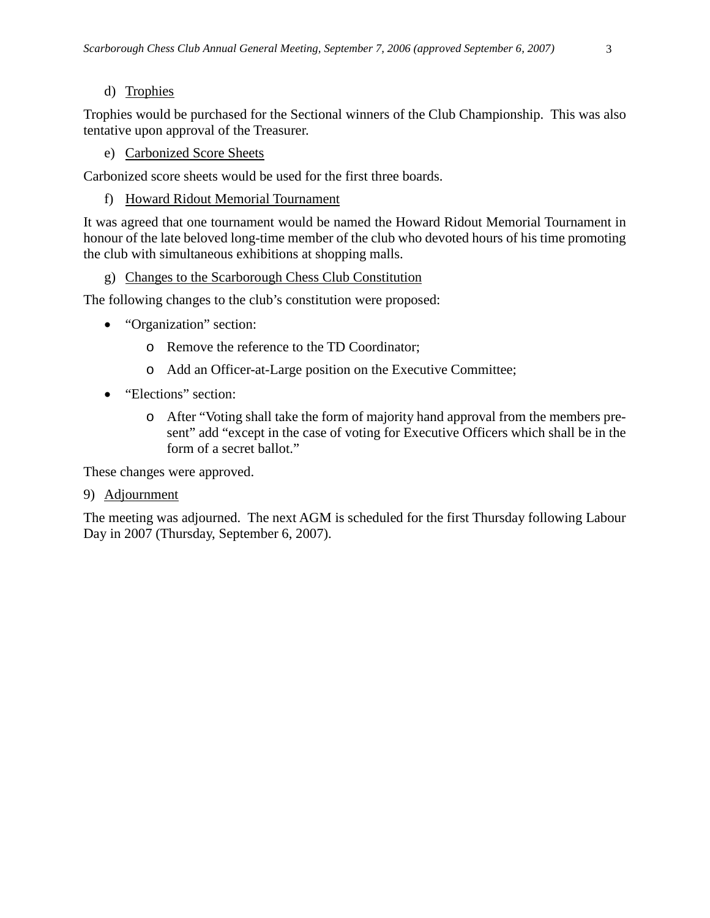d) Trophies

Trophies would be purchased for the Sectional winners of the Club Championship. This was also tentative upon approval of the Treasurer.

e) Carbonized Score Sheets

Carbonized score sheets would be used for the first three boards.

f) Howard Ridout Memorial Tournament

It was agreed that one tournament would be named the Howard Ridout Memorial Tournament in honour of the late beloved long-time member of the club who devoted hours of his time promoting the club with simultaneous exhibitions at shopping malls.

g) Changes to the Scarborough Chess Club Constitution

The following changes to the club's constitution were proposed:

- "Organization" section:
  - Remove the reference to the TD Coordinator;
  - Add an Officer-at-Large position on the Executive Committee;
- "Elections" section:
  - After "Voting shall take the form of majority hand approval from the members present" add "except in the case of voting for Executive Officers which shall be in the form of a secret ballot."

These changes were approved.

9) Adjournment

The meeting was adjourned. The next AGM is scheduled for the first Thursday following Labour Day in 2007 (Thursday, September 6, 2007).